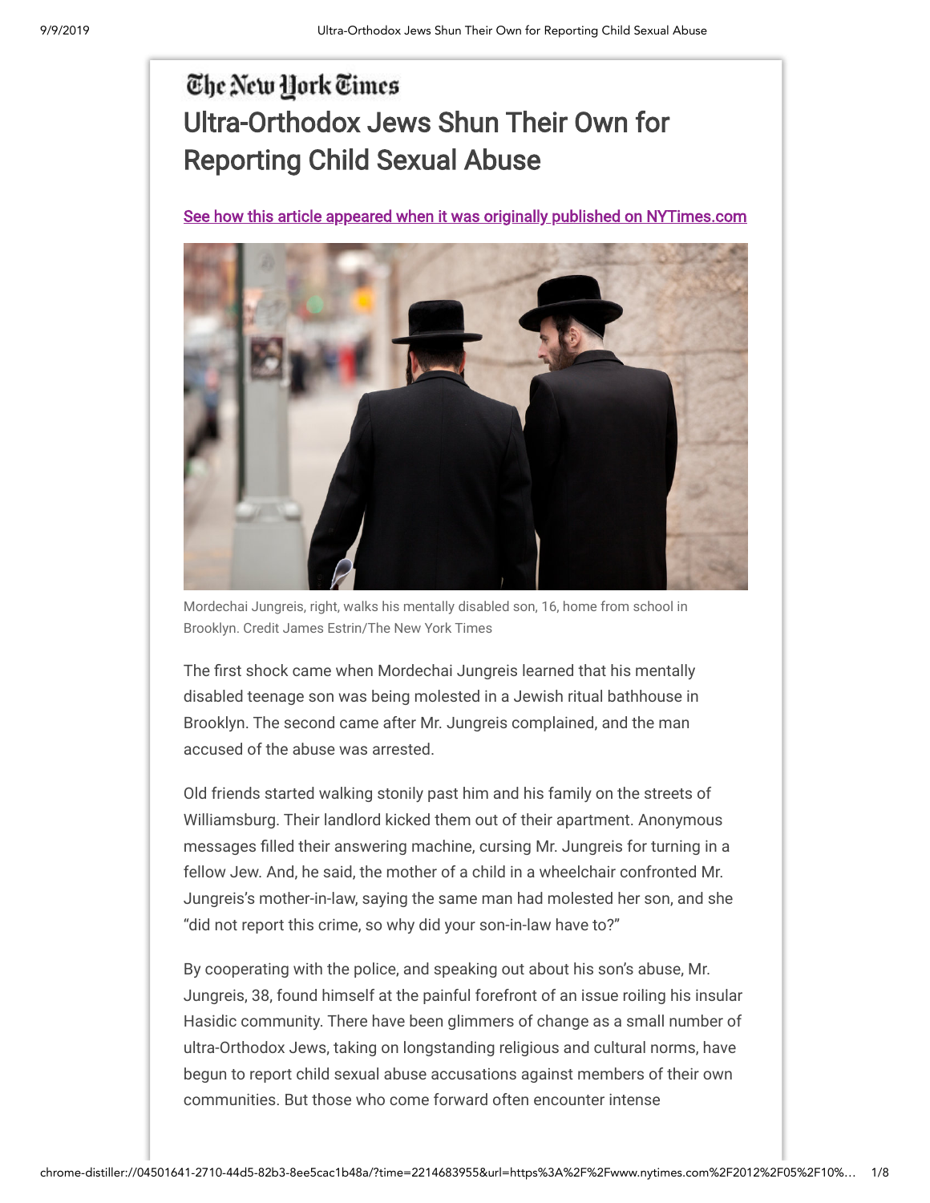The New York Times

# Ultra-Orthodox Jews Shun Their Own for Reporting Child Sexual Abuse

See how this article appeared when it was originally published on NYTimes.com

Mordechai Jungreis, right, walks his mentally disabled son, 16, home from school in Brooklyn. Credit James Estrin/The New York Times

The first shock came when Mordechai Jungreis learned that his mentally disabled teenage son was being molested in a Jewish ritual bathhouse in Brooklyn. The second came after Mr. Jungreis complained, and the man accused of the abuse was arrested.

Old friends started walking stonily past him and his family on the streets of Williamsburg. Their landlord kicked them out of their apartment. Anonymous messages filled their answering machine, cursing Mr. Jungreis for turning in a fellow Jew. And, he said, the mother of a child in a wheelchair confronted Mr. Jungreis's mother-in-law, saying the same man had molested her son, and she "did not report this crime, so why did your son-in-law have to?"

By cooperating with the police, and speaking out about his son's abuse, Mr. Jungreis, 38, found himself at the painful forefront of an issue roiling his insular Hasidic community. There have been glimmers of change as a small number of ultra-Orthodox Jews, taking on longstanding religious and cultural norms, have begun to report child sexual abuse accusations against members of their own communities. But those who come forward often encounter intense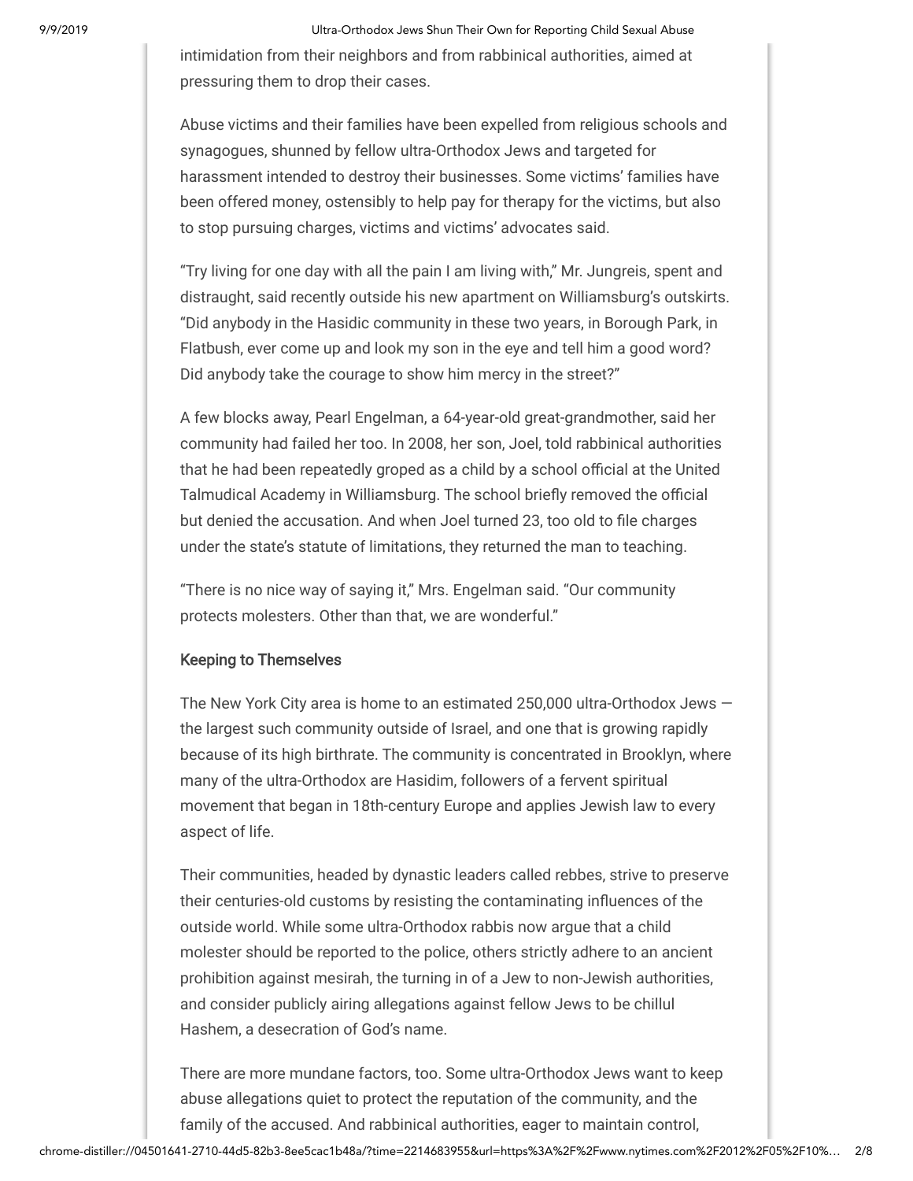intimidation from their neighbors and from rabbinical authorities, aimed at pressuring them to drop their cases.

Abuse victims and their families have been expelled from religious schools and synagogues, shunned by fellow ultra-Orthodox Jews and targeted for harassment intended to destroy their businesses. Some victims' families have been offered money, ostensibly to help pay for therapy for the victims, but also to stop pursuing charges, victims and victims' advocates said.

"Try living for one day with all the pain I am living with," Mr. Jungreis, spent and distraught, said recently outside his new apartment on Williamsburg's outskirts. "Did anybody in the Hasidic community in these two years, in Borough Park, in Flatbush, ever come up and look my son in the eye and tell him a good word? Did anybody take the courage to show him mercy in the street?"

A few blocks away, Pearl Engelman, a 64-year-old great-grandmother, said her community had failed her too. In 2008, her son, Joel, told rabbinical authorities that he had been repeatedly groped as a child by a school official at the United Talmudical Academy in Williamsburg. The school briefly removed the official but denied the accusation. And when Joel turned 23, too old to file charges under the state's statute of limitations, they returned the man to teaching.

"There is no nice way of saying it," Mrs. Engelman said. "Our community protects molesters. Other than that, we are wonderful."

### Keeping to Themselves

The New York City area is home to an estimated 250,000 ultra-Orthodox Jews — the largest such community outside of Israel, and one that is growing rapidly because of its high birthrate. The community is concentrated in Brooklyn, where many of the ultra-Orthodox are Hasidim, followers of a fervent spiritual movement that began in 18th-century Europe and applies Jewish law to every aspect of life.

Their communities, headed by dynastic leaders called rebbes, strive to preserve their centuries-old customs by resisting the contaminating influences of the outside world. While some ultra-Orthodox rabbis now argue that a child molester should be reported to the police, others strictly adhere to an ancient prohibition against mesirah, the turning in of a Jew to non-Jewish authorities, and consider publicly airing allegations against fellow Jews to be chillul Hashem, a desecration of God's name.

There are more mundane factors, too. Some ultra-Orthodox Jews want to keep abuse allegations quiet to protect the reputation of the community, and the family of the accused. And rabbinical authorities, eager to maintain control,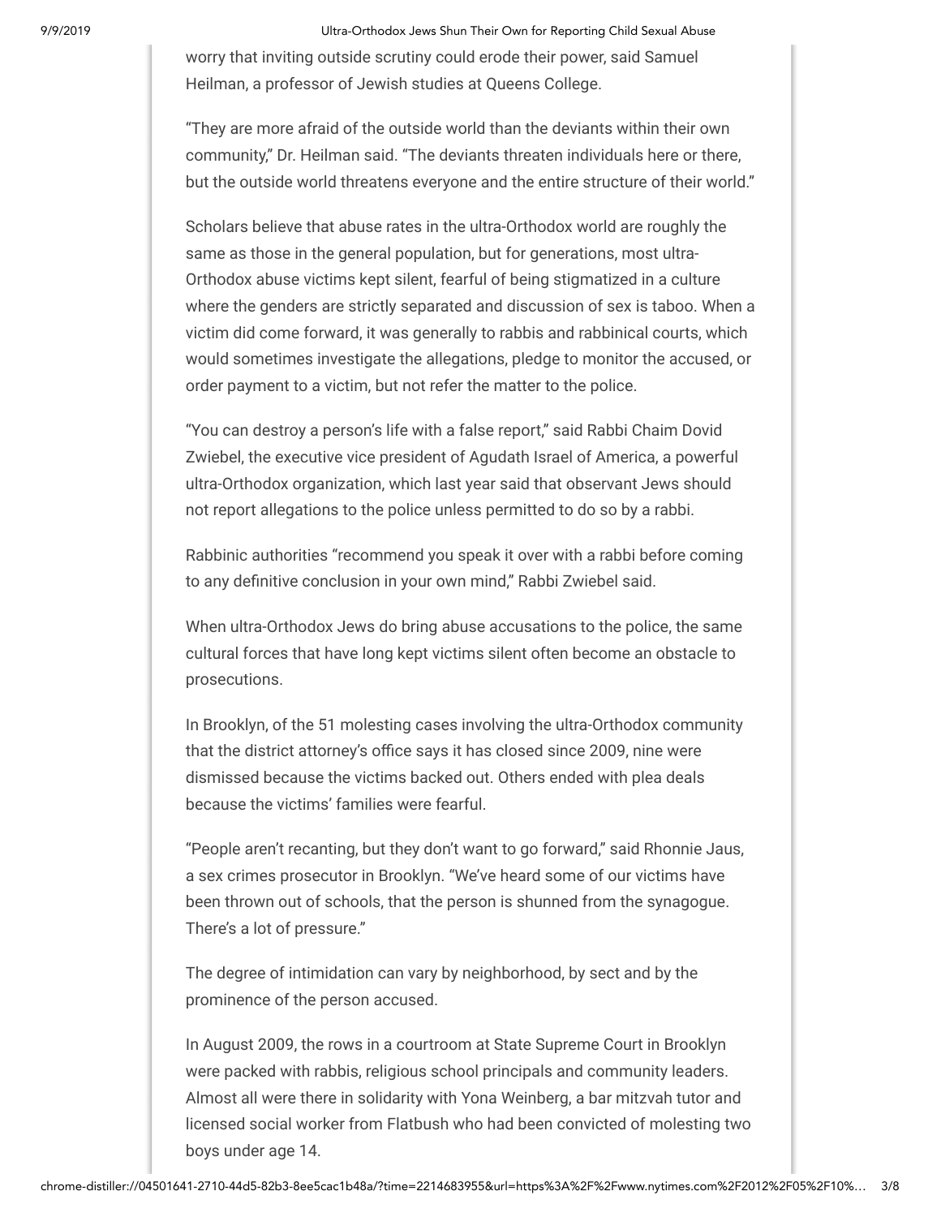worry that inviting outside scrutiny could erode their power, said Samuel Heilman, a professor of Jewish studies at Queens College.

"They are more afraid of the outside world than the deviants within their own community," Dr. Heilman said. "The deviants threaten individuals here or there, but the outside world threatens everyone and the entire structure of their world."

Scholars believe that abuse rates in the ultra-Orthodox world are roughly the same as those in the general population, but for generations, most ultra-Orthodox abuse victims kept silent, fearful of being stigmatized in a culture where the genders are strictly separated and discussion of sex is taboo. When a victim did come forward, it was generally to rabbis and rabbinical courts, which would sometimes investigate the allegations, pledge to monitor the accused, or order payment to a victim, but not refer the matter to the police.

"You can destroy a person's life with a false report," said Rabbi Chaim Dovid Zwiebel, the executive vice president of Agudath Israel of America, a powerful ultra-Orthodox organization, which last year said that observant Jews should not report allegations to the police unless permitted to do so by a rabbi.

Rabbinic authorities "recommend you speak it over with a rabbi before coming to any definitive conclusion in your own mind," Rabbi Zwiebel said.

When ultra-Orthodox Jews do bring abuse accusations to the police, the same cultural forces that have long kept victims silent often become an obstacle to prosecutions.

In Brooklyn, of the 51 molesting cases involving the ultra-Orthodox community that the district attorney's office says it has closed since 2009, nine were dismissed because the victims backed out. Others ended with plea deals because the victims' families were fearful.

"People aren't recanting, but they don't want to go forward," said Rhonnie Jaus, a sex crimes prosecutor in Brooklyn. "We've heard some of our victims have been thrown out of schools, that the person is shunned from the synagogue. There's a lot of pressure."

The degree of intimidation can vary by neighborhood, by sect and by the prominence of the person accused.

In August 2009, the rows in a courtroom at State Supreme Court in Brooklyn were packed with rabbis, religious school principals and community leaders. Almost all were there in solidarity with Yona Weinberg, a bar mitzvah tutor and licensed social worker from Flatbush who had been convicted of molesting two boys under age 14.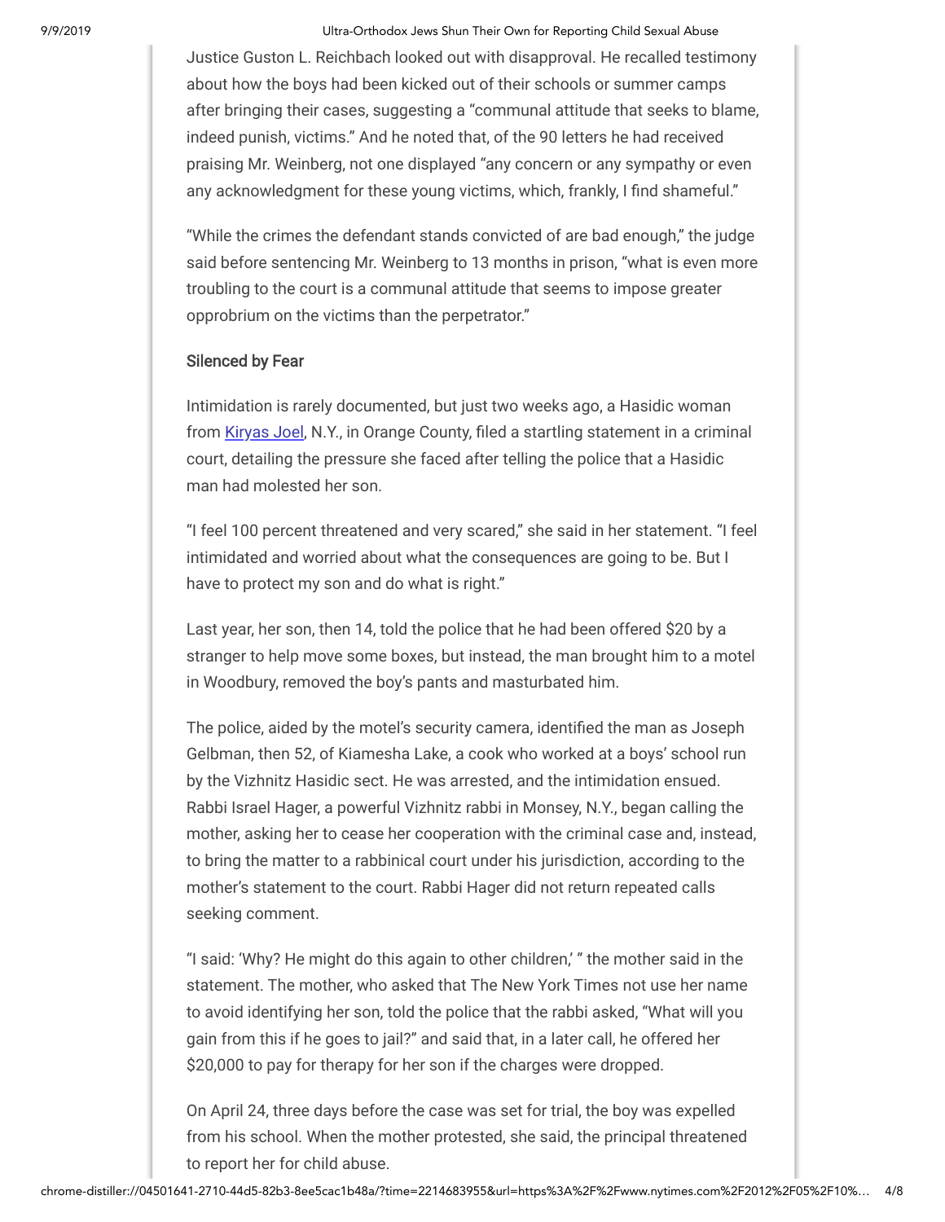Justice Guston L. Reichbach looked out with disapproval. He recalled testimony about how the boys had been kicked out of their schools or summer camps after bringing their cases, suggesting a "communal attitude that seeks to blame, indeed punish, victims." And he noted that, of the 90 letters he had received praising Mr. Weinberg, not one displayed "any concern or any sympathy or even any acknowledgment for these young victims, which, frankly, I find shameful."

"While the crimes the defendant stands convicted of are bad enough," the judge said before sentencing Mr. Weinberg to 13 months in prison, "what is even more troubling to the court is a communal attitude that seems to impose greater opprobrium on the victims than the perpetrator."

### Silenced by Fear

Intimidation is rarely documented, but just two weeks ago, a Hasidic woman from Kiryas Joel, N.Y., in Orange County, filed a startling statement in a criminal court, detailing the pressure she faced after telling the police that a Hasidic man had molested her son.

"I feel 100 percent threatened and very scared," she said in her statement. "I feel intimidated and worried about what the consequences are going to be. But I have to protect my son and do what is right."

Last year, her son, then 14, told the police that he had been offered $20 by a stranger to help move some boxes, but instead, the man brought him to a motel in Woodbury, removed the boy's pants and masturbated him.

The police, aided by the motel's security camera, identified the man as Joseph Gelbman, then 52, of Kiamesha Lake, a cook who worked at a boys' school run by the Vizhnitz Hasidic sect. He was arrested, and the intimidation ensued. Rabbi Israel Hager, a powerful Vizhnitz rabbi in Monsey, N.Y., began calling the mother, asking her to cease her cooperation with the criminal case and, instead, to bring the matter to a rabbinical court under his jurisdiction, according to the mother's statement to the court. Rabbi Hager did not return repeated calls seeking comment.

"I said: 'Why? He might do this again to other children,' " the mother said in the statement. The mother, who asked that The New York Times not use her name to avoid identifying her son, told the police that the rabbi asked, "What will you gain from this if he goes to jail?" and said that, in a later call, he offered her $20,000 to pay for therapy for her son if the charges were dropped.

On April 24, three days before the case was set for trial, the boy was expelled from his school. When the mother protested, she said, the principal threatened to report her for child abuse.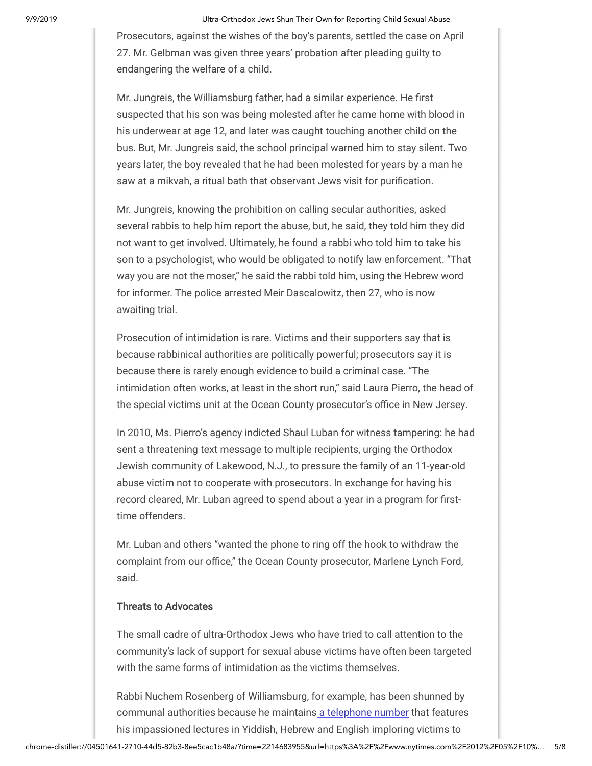Prosecutors, against the wishes of the boy's parents, settled the case on April 27. Mr. Gelbman was given three years' probation after pleading guilty to endangering the welfare of a child.

Mr. Jungreis, the Williamsburg father, had a similar experience. He first suspected that his son was being molested after he came home with blood in his underwear at age 12, and later was caught touching another child on the bus. But, Mr. Jungreis said, the school principal warned him to stay silent. Two years later, the boy revealed that he had been molested for years by a man he saw at a mikvah, a ritual bath that observant Jews visit for purification.

Mr. Jungreis, knowing the prohibition on calling secular authorities, asked several rabbis to help him report the abuse, but, he said, they told him they did not want to get involved. Ultimately, he found a rabbi who told him to take his son to a psychologist, who would be obligated to notify law enforcement. "That way you are not the moser," he said the rabbi told him, using the Hebrew word for informer. The police arrested Meir Dascalowitz, then 27, who is now awaiting trial.

Prosecution of intimidation is rare. Victims and their supporters say that is because rabbinical authorities are politically powerful; prosecutors say it is because there is rarely enough evidence to build a criminal case. "The intimidation often works, at least in the short run," said Laura Pierro, the head of the special victims unit at the Ocean County prosecutor's office in New Jersey.

In 2010, Ms. Pierro's agency indicted Shaul Luban for witness tampering: he had sent a threatening text message to multiple recipients, urging the Orthodox Jewish community of Lakewood, N.J., to pressure the family of an 11-year-old abuse victim not to cooperate with prosecutors. In exchange for having his record cleared, Mr. Luban agreed to spend about a year in a program for first-time offenders.

Mr. Luban and others "wanted the phone to ring off the hook to withdraw the complaint from our office," the Ocean County prosecutor, Marlene Lynch Ford, said.

### Threats to Advocates

The small cadre of ultra-Orthodox Jews who have tried to call attention to the community's lack of support for sexual abuse victims have often been targeted with the same forms of intimidation as the victims themselves.

Rabbi Nuchem Rosenberg of Williamsburg, for example, has been shunned by communal authorities because he maintains a telephone number that features his impassioned lectures in Yiddish, Hebrew and English imploring victims to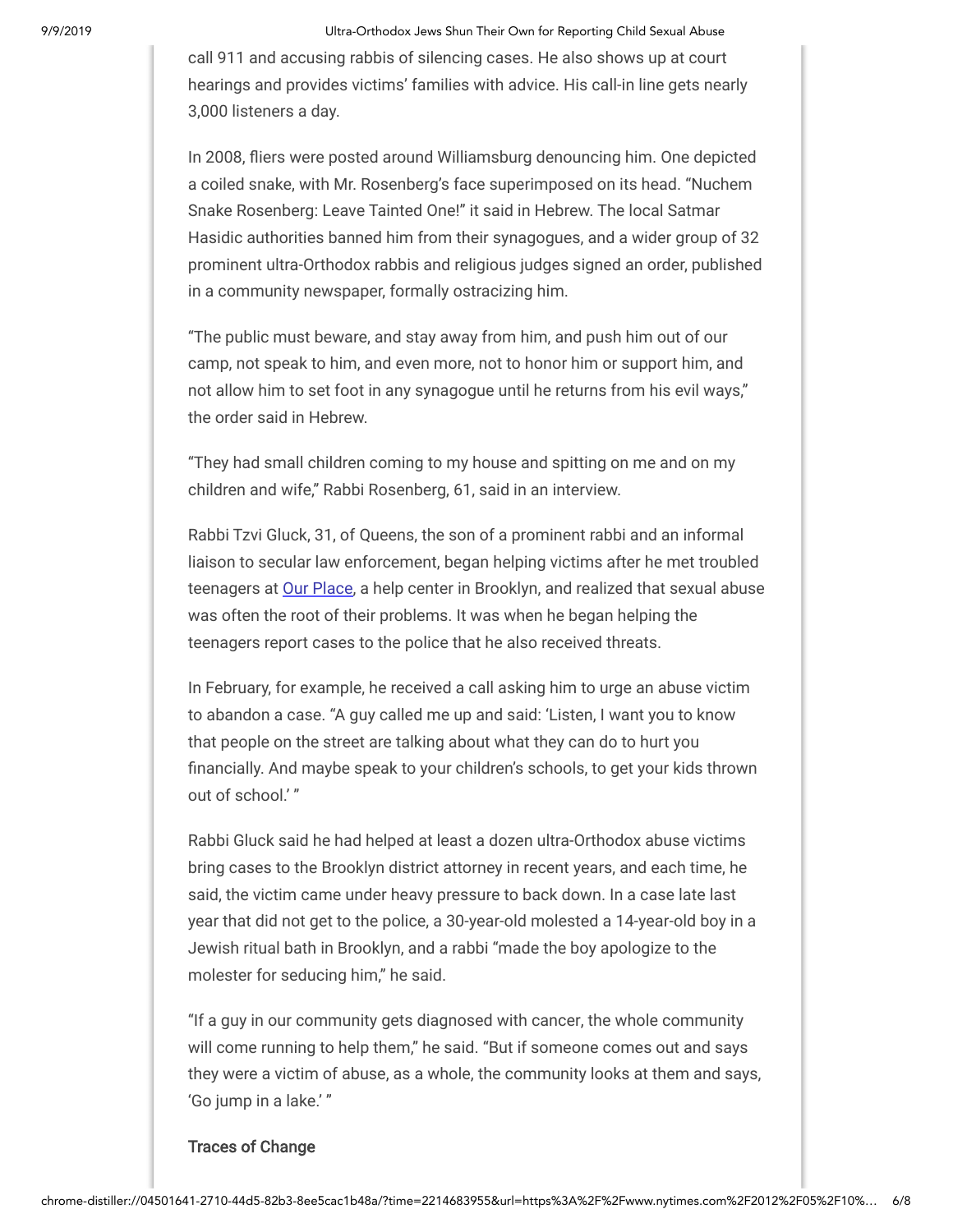call 911 and accusing rabbis of silencing cases. He also shows up at court hearings and provides victims' families with advice. His call-in line gets nearly 3,000 listeners a day.

In 2008, fliers were posted around Williamsburg denouncing him. One depicted a coiled snake, with Mr. Rosenberg's face superimposed on its head. "Nuchem Snake Rosenberg: Leave Tainted One!" it said in Hebrew. The local Satmar Hasidic authorities banned him from their synagogues, and a wider group of 32 prominent ultra-Orthodox rabbis and religious judges signed an order, published in a community newspaper, formally ostracizing him.

"The public must beware, and stay away from him, and push him out of our camp, not speak to him, and even more, not to honor him or support him, and not allow him to set foot in any synagogue until he returns from his evil ways," the order said in Hebrew.

"They had small children coming to my house and spitting on me and on my children and wife," Rabbi Rosenberg, 61, said in an interview.

Rabbi Tzvi Gluck, 31, of Queens, the son of a prominent rabbi and an informal liaison to secular law enforcement, began helping victims after he met troubled teenagers at Our Place, a help center in Brooklyn, and realized that sexual abuse was often the root of their problems. It was when he began helping the teenagers report cases to the police that he also received threats.

In February, for example, he received a call asking him to urge an abuse victim to abandon a case. "A guy called me up and said: 'Listen, I want you to know that people on the street are talking about what they can do to hurt you financially. And maybe speak to your children's schools, to get your kids thrown out of school.' "

Rabbi Gluck said he had helped at least a dozen ultra-Orthodox abuse victims bring cases to the Brooklyn district attorney in recent years, and each time, he said, the victim came under heavy pressure to back down. In a case late last year that did not get to the police, a 30-year-old molested a 14-year-old boy in a Jewish ritual bath in Brooklyn, and a rabbi "made the boy apologize to the molester for seducing him," he said.

"If a guy in our community gets diagnosed with cancer, the whole community will come running to help them," he said. "But if someone comes out and says they were a victim of abuse, as a whole, the community looks at them and says, 'Go jump in a lake.' "

### Traces of Change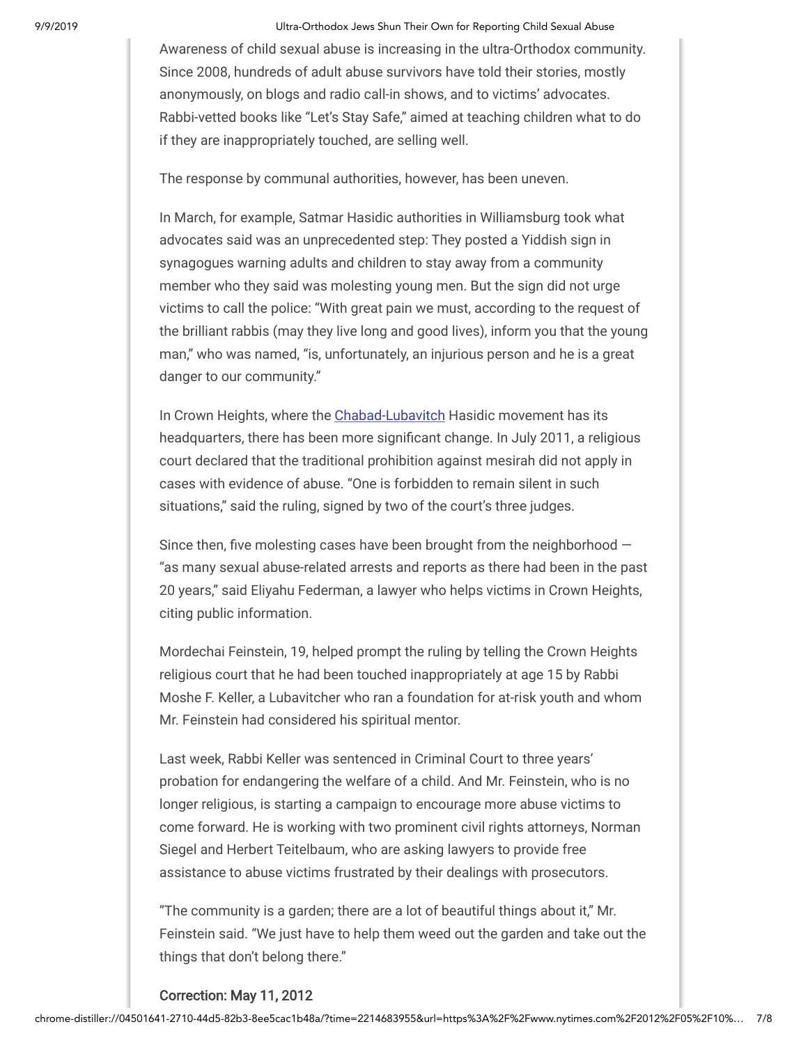Awareness of child sexual abuse is increasing in the ultra-Orthodox community. Since 2008, hundreds of adult abuse survivors have told their stories, mostly anonymously, on blogs and radio call-in shows, and to victims' advocates. Rabbi-vetted books like "Let's Stay Safe," aimed at teaching children what to do if they are inappropriately touched, are selling well.

The response by communal authorities, however, has been uneven.

In March, for example, Satmar Hasidic authorities in Williamsburg took what advocates said was an unprecedented step: They posted a Yiddish sign in synagogues warning adults and children to stay away from a community member who they said was molesting young men. But the sign did not urge victims to call the police: "With great pain we must, according to the request of the brilliant rabbis (may they live long and good lives), inform you that the young man," who was named, "is, unfortunately, an injurious person and he is a great danger to our community."

In Crown Heights, where the Chabad-Lubavitch Hasidic movement has its headquarters, there has been more significant change. In July 2011, a religious court declared that the traditional prohibition against mesirah did not apply in cases with evidence of abuse. "One is forbidden to remain silent in such situations," said the ruling, signed by two of the court's three judges.

Since then, five molesting cases have been brought from the neighborhood — "as many sexual abuse-related arrests and reports as there had been in the past 20 years," said Eliyahu Federman, a lawyer who helps victims in Crown Heights, citing public information.

Mordechai Feinstein, 19, helped prompt the ruling by telling the Crown Heights religious court that he had been touched inappropriately at age 15 by Rabbi Moshe F. Keller, a Lubavitcher who ran a foundation for at-risk youth and whom Mr. Feinstein had considered his spiritual mentor.

Last week, Rabbi Keller was sentenced in Criminal Court to three years' probation for endangering the welfare of a child. And Mr. Feinstein, who is no longer religious, is starting a campaign to encourage more abuse victims to come forward. He is working with two prominent civil rights attorneys, Norman Siegel and Herbert Teitelbaum, who are asking lawyers to provide free assistance to abuse victims frustrated by their dealings with prosecutors.

"The community is a garden; there are a lot of beautiful things about it," Mr. Feinstein said. "We just have to help them weed out the garden and take out the things that don't belong there."

**Correction: May 11, 2012**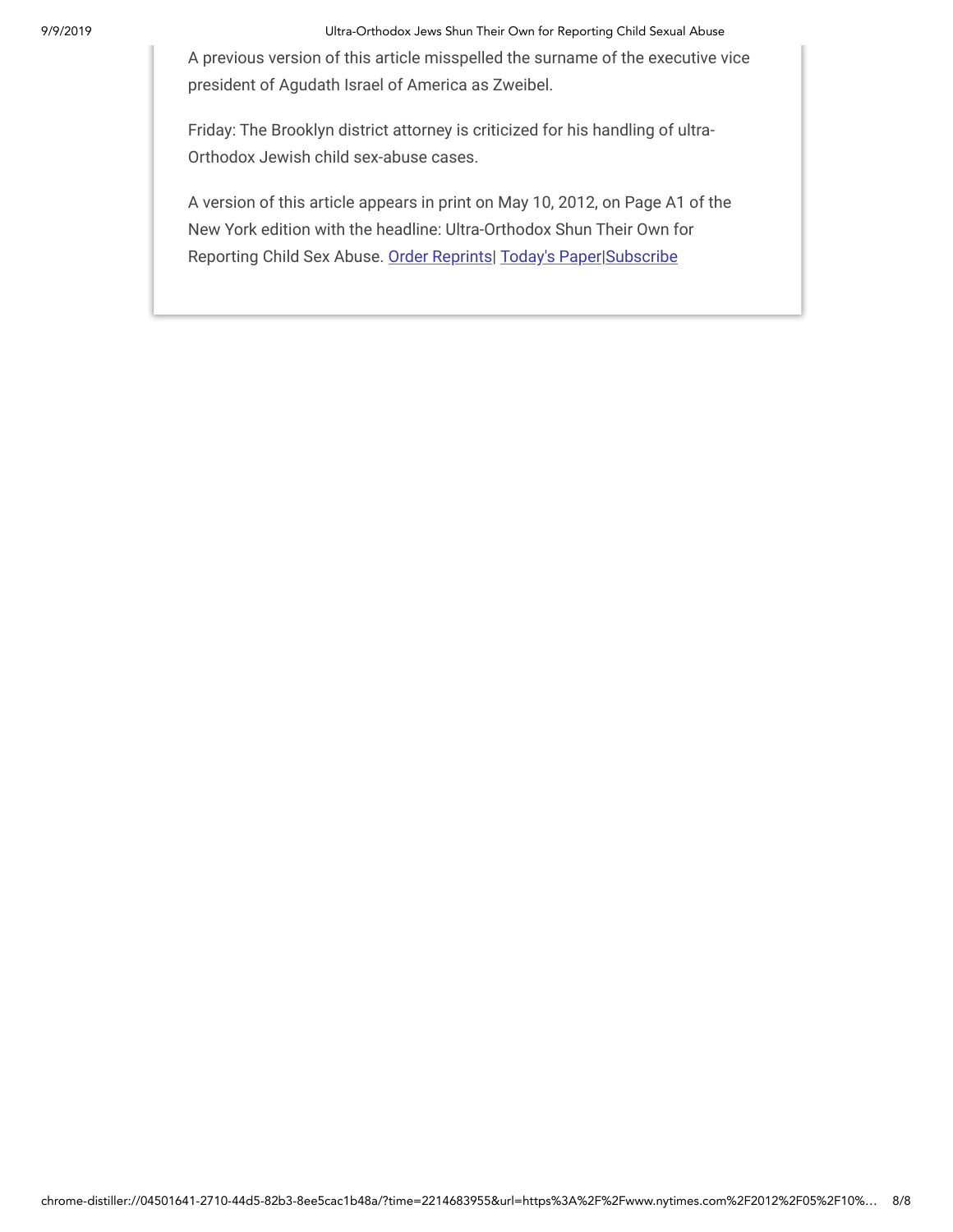A previous version of this article misspelled the surname of the executive vice president of Agudath Israel of America as Zweibel.

Friday: The Brooklyn district attorney is criticized for his handling of ultra-Orthodox Jewish child sex-abuse cases.

A version of this article appears in print on May 10, 2012, on Page A1 of the New York edition with the headline: Ultra-Orthodox Shun Their Own for Reporting Child Sex Abuse. Order Reprints| Today's Paper|Subscribe